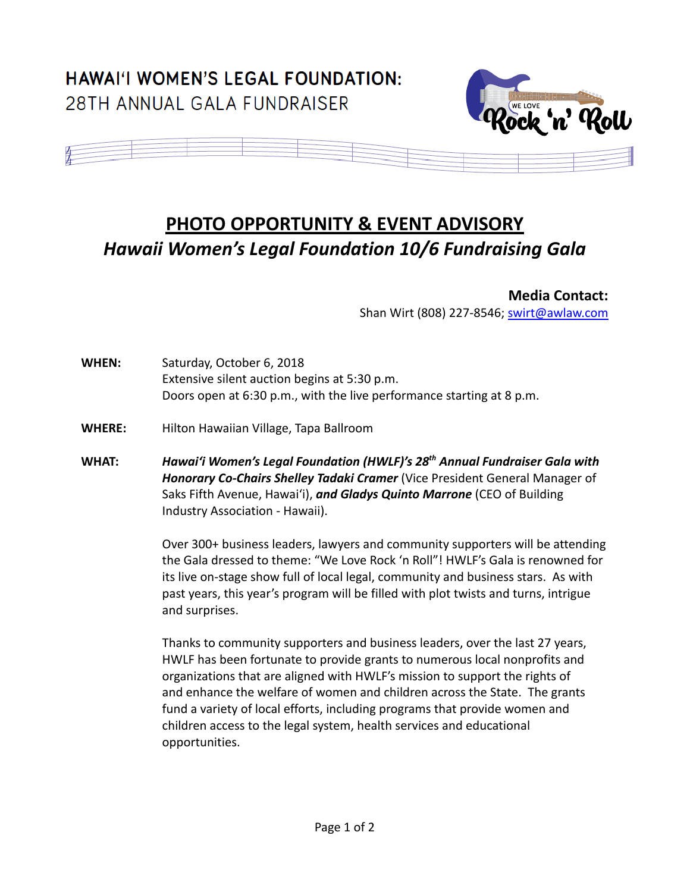# HAWAIʻI WOMEN'S LEGAL FOUNDATION:
28TH ANNUAL GALA FUNDRAISER

WE LOVE Rock 'n' Roll

## PHOTO OPPORTUNITY & EVENT ADVISORY
***Hawaii Women's Legal Foundation 10/6 Fundraising Gala***

**Media Contact:**
Shan Wirt (808) 227-8546; swirt@awlaw.com

**WHEN:** Saturday, October 6, 2018
Extensive silent auction begins at 5:30 p.m.
Doors open at 6:30 p.m., with the live performance starting at 8 p.m.

**WHERE:** Hilton Hawaiian Village, Tapa Ballroom

**WHAT:** ***Hawaiʻi Women's Legal Foundation (HWLF)'s 28th Annual Fundraiser Gala with Honorary Co-Chairs Shelley Tadaki Cramer*** (Vice President General Manager of Saks Fifth Avenue, Hawaiʻi), ***and Gladys Quinto Marrone*** (CEO of Building Industry Association - Hawaii).

Over 300+ business leaders, lawyers and community supporters will be attending the Gala dressed to theme: "We Love Rock 'n Roll"! HWLF's Gala is renowned for its live on-stage show full of local legal, community and business stars. As with past years, this year's program will be filled with plot twists and turns, intrigue and surprises.

Thanks to community supporters and business leaders, over the last 27 years, HWLF has been fortunate to provide grants to numerous local nonprofits and organizations that are aligned with HWLF's mission to support the rights of and enhance the welfare of women and children across the State. The grants fund a variety of local efforts, including programs that provide women and children access to the legal system, health services and educational opportunities.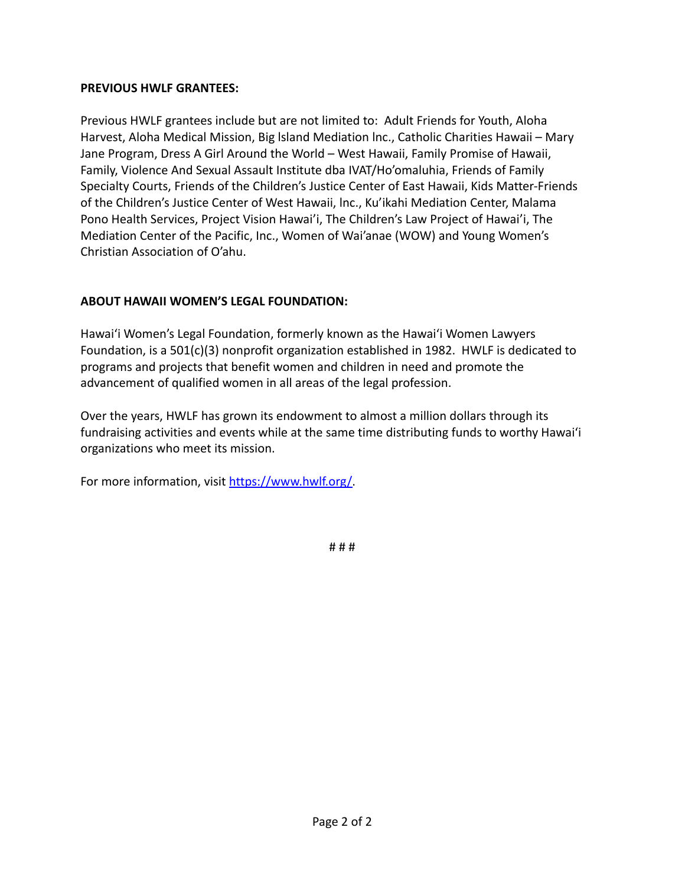**PREVIOUS HWLF GRANTEES:**

Previous HWLF grantees include but are not limited to: Adult Friends for Youth, Aloha Harvest, Aloha Medical Mission, Big Island Mediation Inc., Catholic Charities Hawaii – Mary Jane Program, Dress A Girl Around the World – West Hawaii, Family Promise of Hawaii, Family, Violence And Sexual Assault Institute dba IVAT/Ho'omaluhia, Friends of Family Specialty Courts, Friends of the Children's Justice Center of East Hawaii, Kids Matter-Friends of the Children's Justice Center of West Hawaii, Inc., Ku'ikahi Mediation Center, Malama Pono Health Services, Project Vision Hawai'i, The Children's Law Project of Hawai'i, The Mediation Center of the Pacific, Inc., Women of Wai'anae (WOW) and Young Women's Christian Association of O'ahu.

**ABOUT HAWAII WOMEN'S LEGAL FOUNDATION:**

Hawaiʻi Women's Legal Foundation, formerly known as the Hawaiʻi Women Lawyers Foundation, is a 501(c)(3) nonprofit organization established in 1982. HWLF is dedicated to programs and projects that benefit women and children in need and promote the advancement of qualified women in all areas of the legal profession.

Over the years, HWLF has grown its endowment to almost a million dollars through its fundraising activities and events while at the same time distributing funds to worthy Hawaiʻi organizations who meet its mission.

For more information, visit https://www.hwlf.org/.

# # #